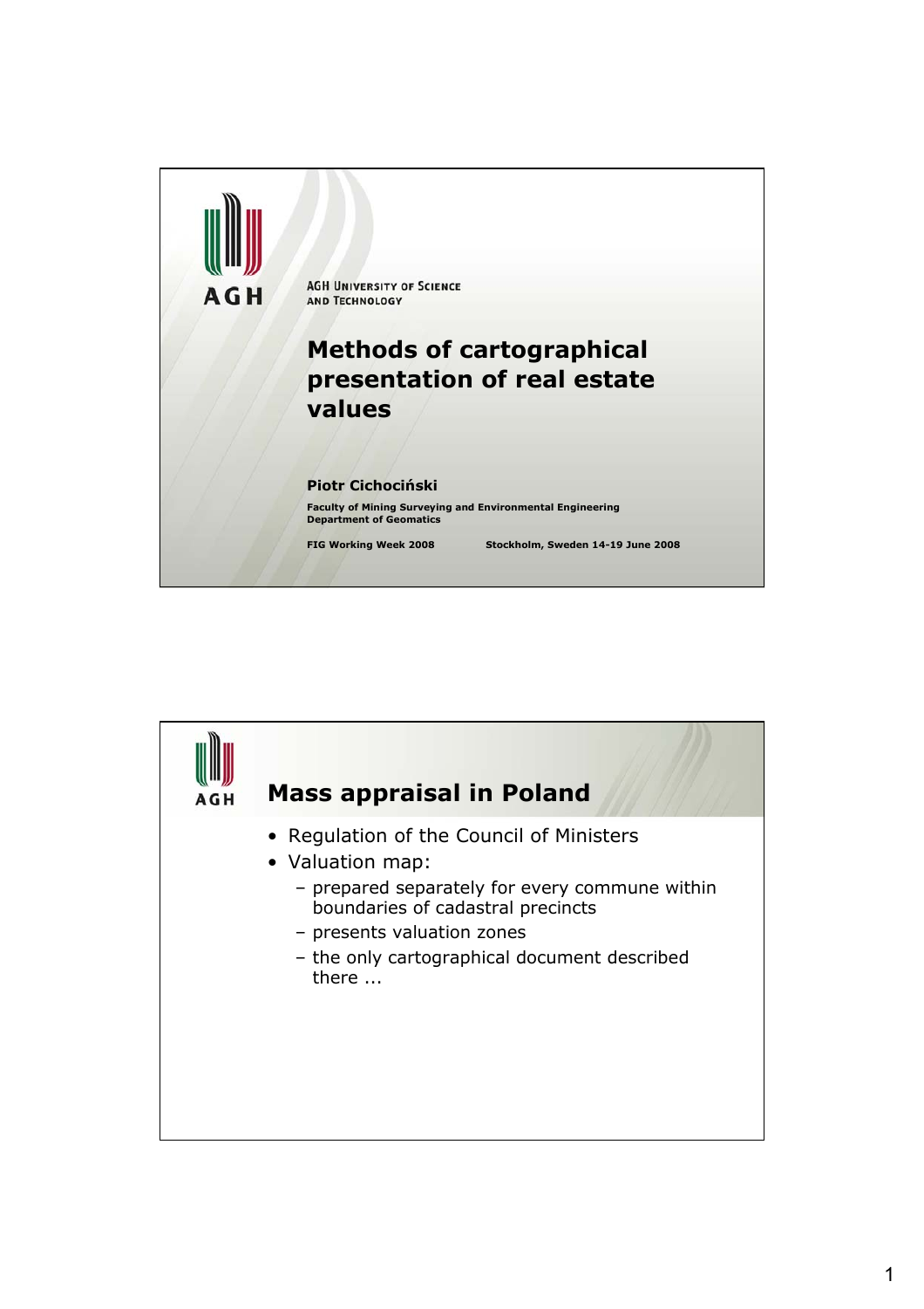AGH

AGH University of Science and Technology

# Methods of cartographical presentation of real estate values

**Piotr Cichociński**

**Faculty of Mining Surveying and Environmental Engineering**
**Department of Geomatics**

**FIG Working Week 2008** **Stockholm, Sweden 14-19 June 2008**

## Mass appraisal in Poland

- Regulation of the Council of Ministers
- Valuation map:
  - prepared separately for every commune within boundaries of cadastral precincts
  - presents valuation zones
  - the only cartographical document described there ...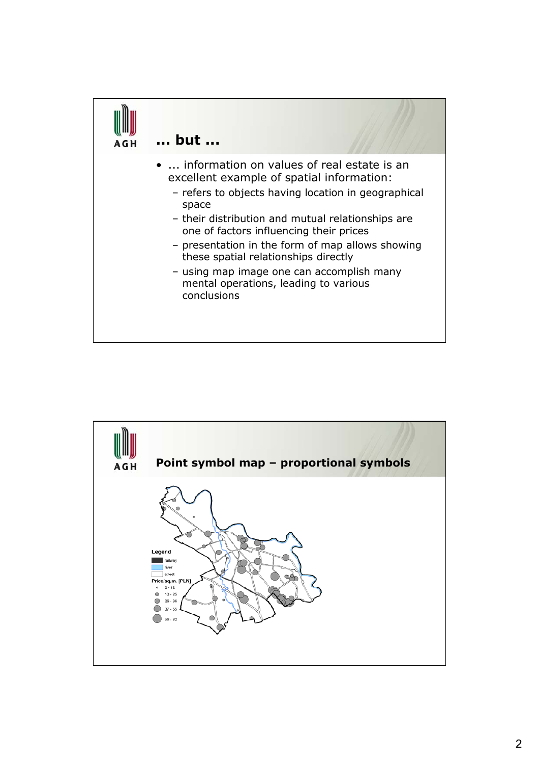## … but …

- … information on values of real estate is an excellent example of spatial information:
  - refers to objects having location in geographical space
  - their distribution and mutual relationships are one of factors influencing their prices
  - presentation in the form of map allows showing these spatial relationships directly
  - using map image one can accomplish many mental operations, leading to various conclusions

## Point symbol map – proportional symbols

Legend

- railway
- river
- street

Price/sq.m. [PLN]

- 2 - 12
- 13 - 25
- 26 - 36
- 37 - 55
- 56 - 82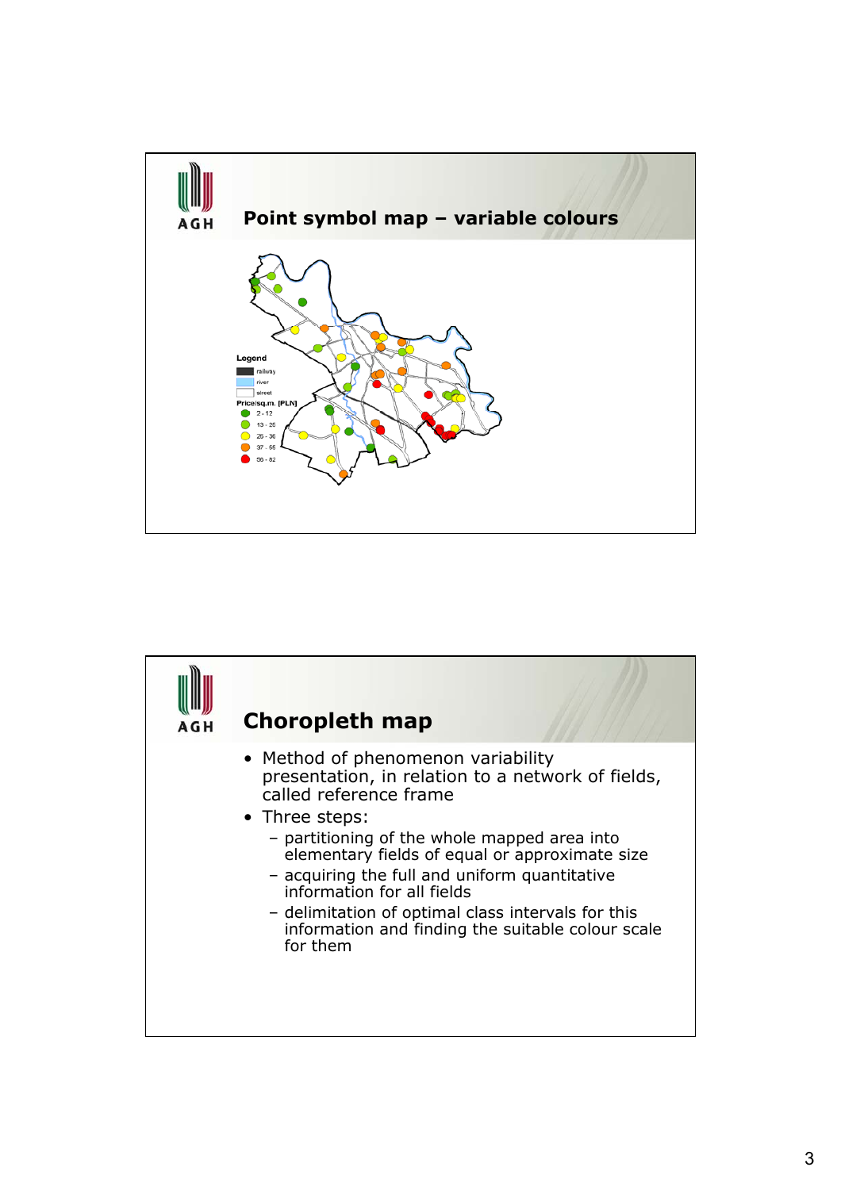## Point symbol map – variable colours

Legend

- railway
- river
- street

Price/sq.m. [PLN]

- 2 - 12
- 13 - 25
- 26 - 36
- 37 - 55
- 56 - 82

## Choropleth map

- Method of phenomenon variability presentation, in relation to a network of fields, called reference frame
- Three steps:
  - partitioning of the whole mapped area into elementary fields of equal or approximate size
  - acquiring the full and uniform quantitative information for all fields
  - delimitation of optimal class intervals for this information and finding the suitable colour scale for them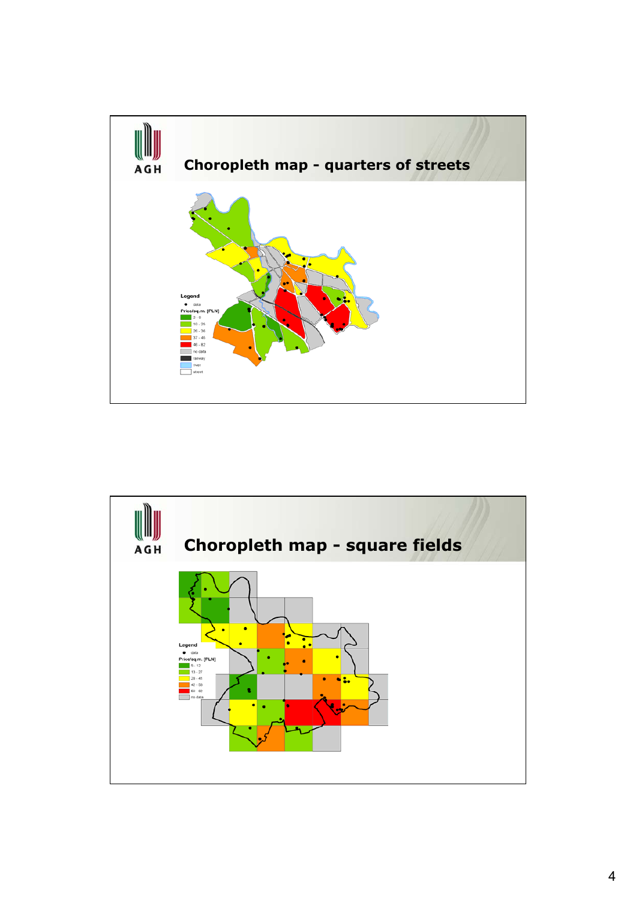## Choropleth map - quarters of streets

Legend

- data

Price/sq.m. [PLN]

- 0 - 9
- 10 - 25
- 26 - 36
- 37 - 45
- 46 - 82
- no data
- railway
- river
- street

## Choropleth map - square fields

Legend

- data

Price/sq.m. [PLN]

- 5 - 12
- 13 - 27
- 28 - 41
- 42 - 59
- 60 - 82
- no data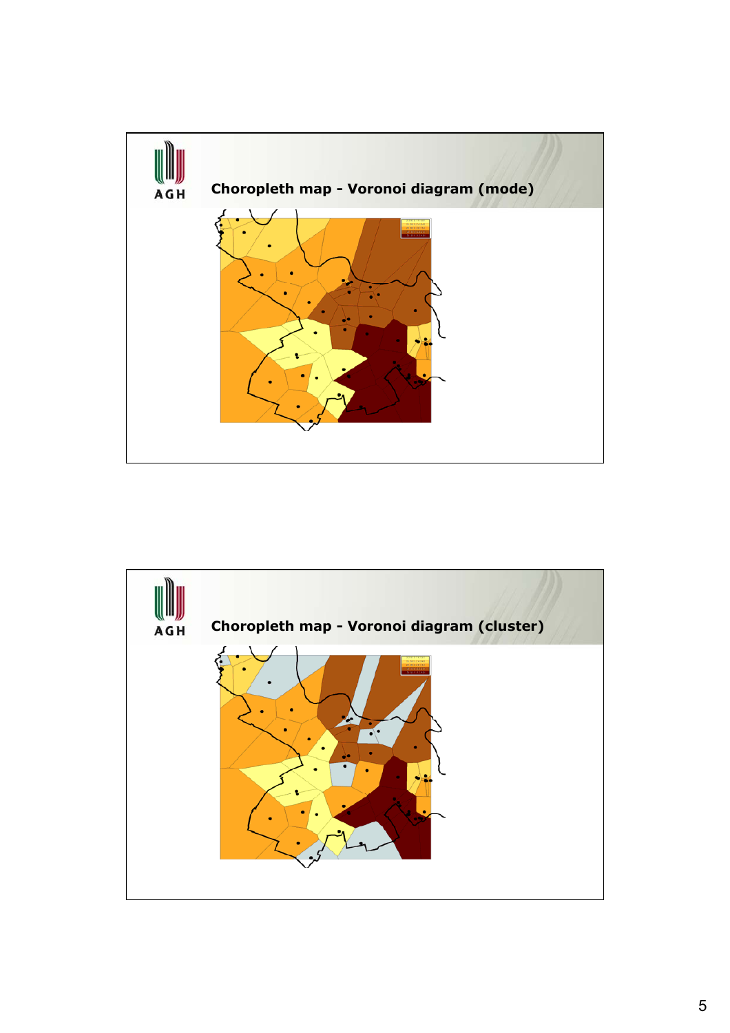## Choropleth map - Voronoi diagram (mode)

## Choropleth map - Voronoi diagram (cluster)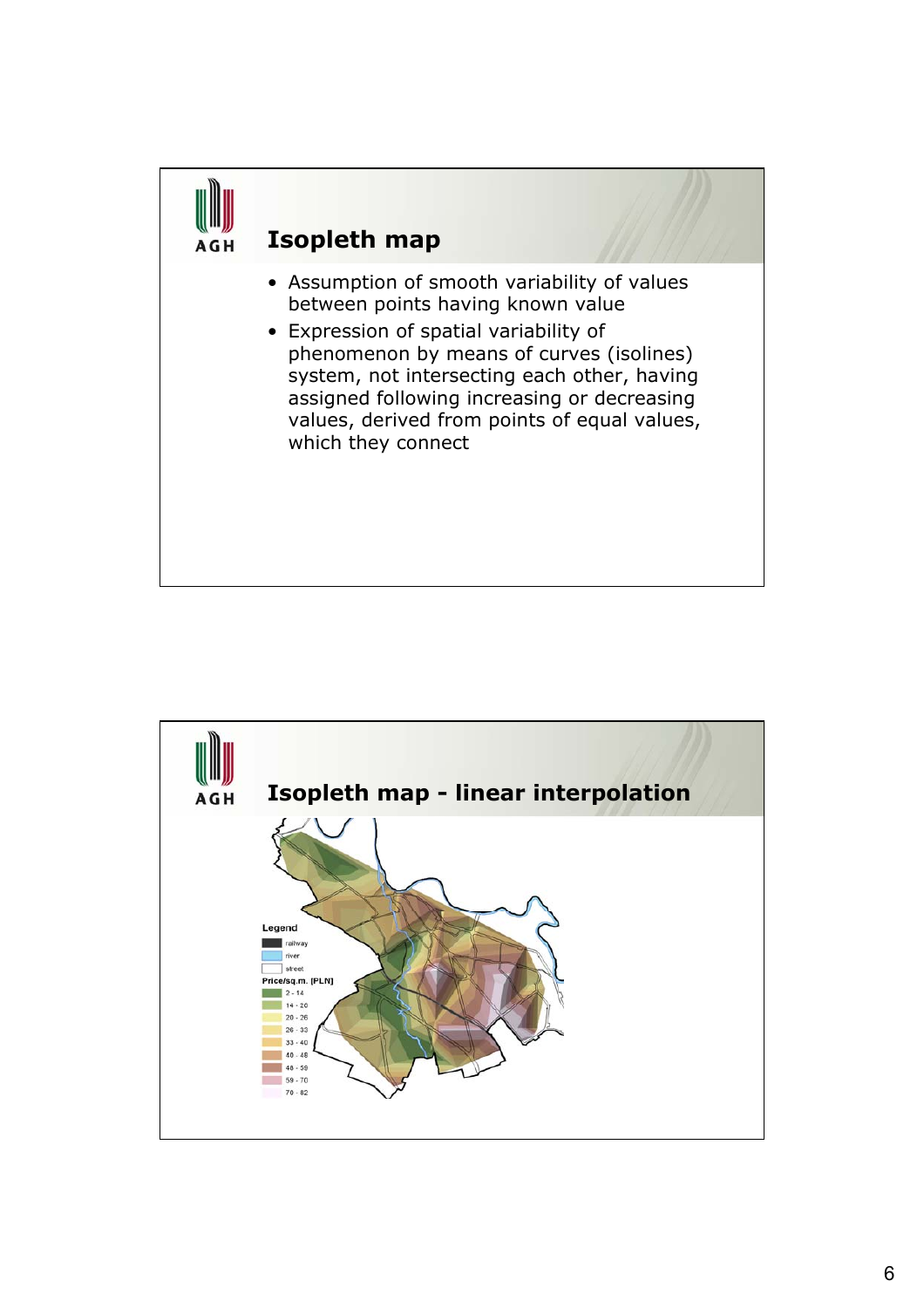## Isopleth map

- Assumption of smooth variability of values between points having known value
- Expression of spatial variability of phenomenon by means of curves (isolines) system, not intersecting each other, having assigned following increasing or decreasing values, derived from points of equal values, which they connect

## Isopleth map - linear interpolation

Legend

- railway
- river
- street

Price/sq.m. [PLN]

- 2 - 14
- 14 - 20
- 20 - 26
- 26 - 33
- 33 - 40
- 40 - 48
- 48 - 59
- 59 - 70
- 70 - 82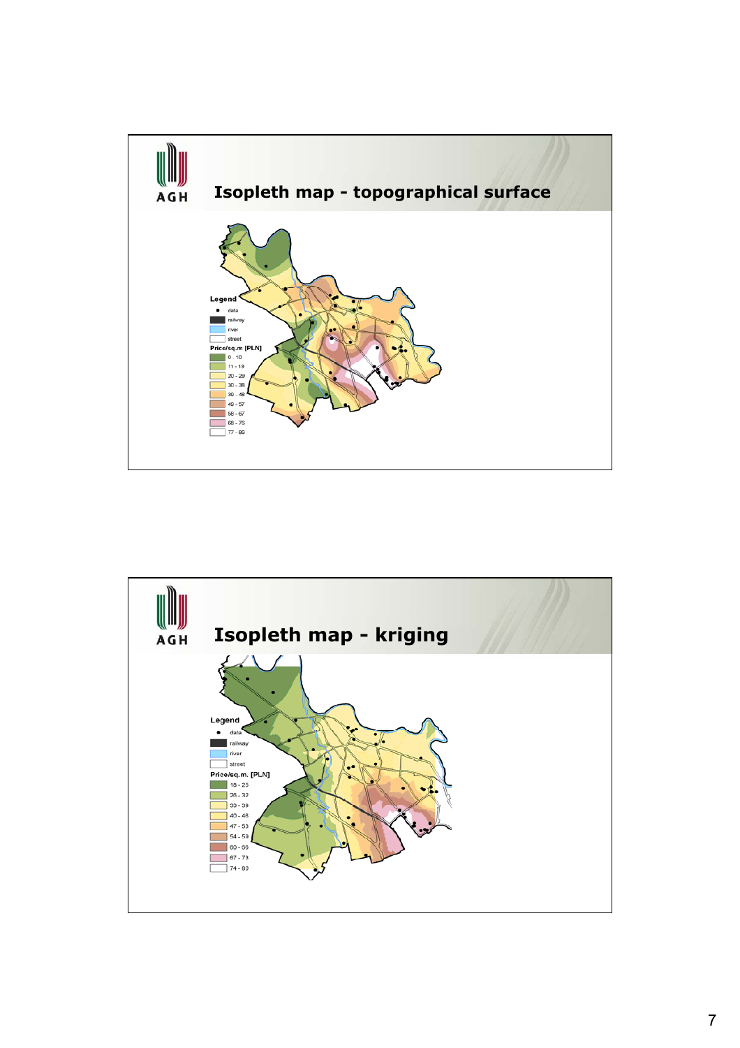## Isopleth map - topographical surface

Legend
- data
- railway
- river
- street

Price/sq.m [PLN]
- 0 - 10
- 11 - 19
- 20 - 29
- 30 - 38
- 39 - 48
- 49 - 57
- 58 - 67
- 68 - 76
- 77 - 86

## Isopleth map - kriging

Legend
- data
- railway
- river
- street

Price/sq.m. [PLN]
- 18 - 25
- 26 - 32
- 33 - 39
- 40 - 46
- 47 - 53
- 54 - 59
- 60 - 66
- 67 - 73
- 74 - 80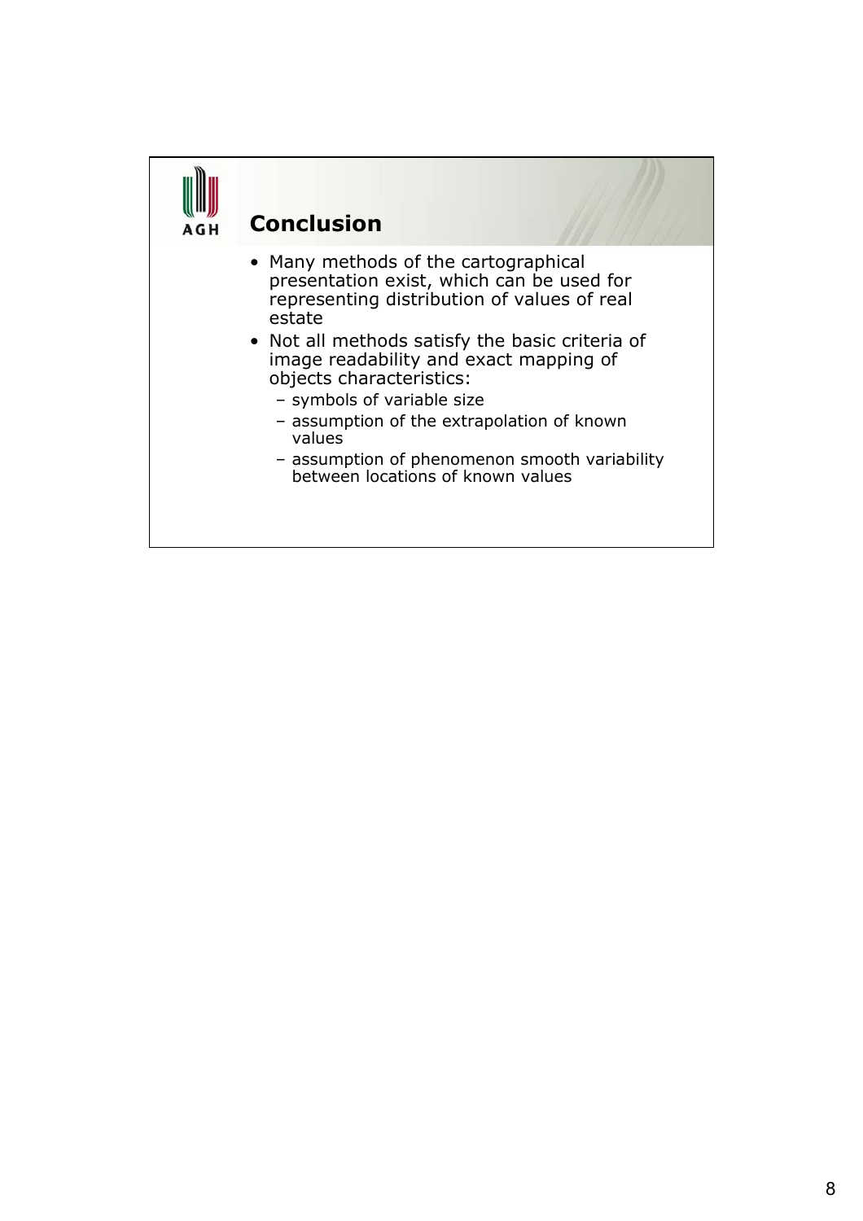## Conclusion

- Many methods of the cartographical presentation exist, which can be used for representing distribution of values of real estate
- Not all methods satisfy the basic criteria of image readability and exact mapping of objects characteristics:
  - symbols of variable size
  - assumption of the extrapolation of known values
  - assumption of phenomenon smooth variability between locations of known values